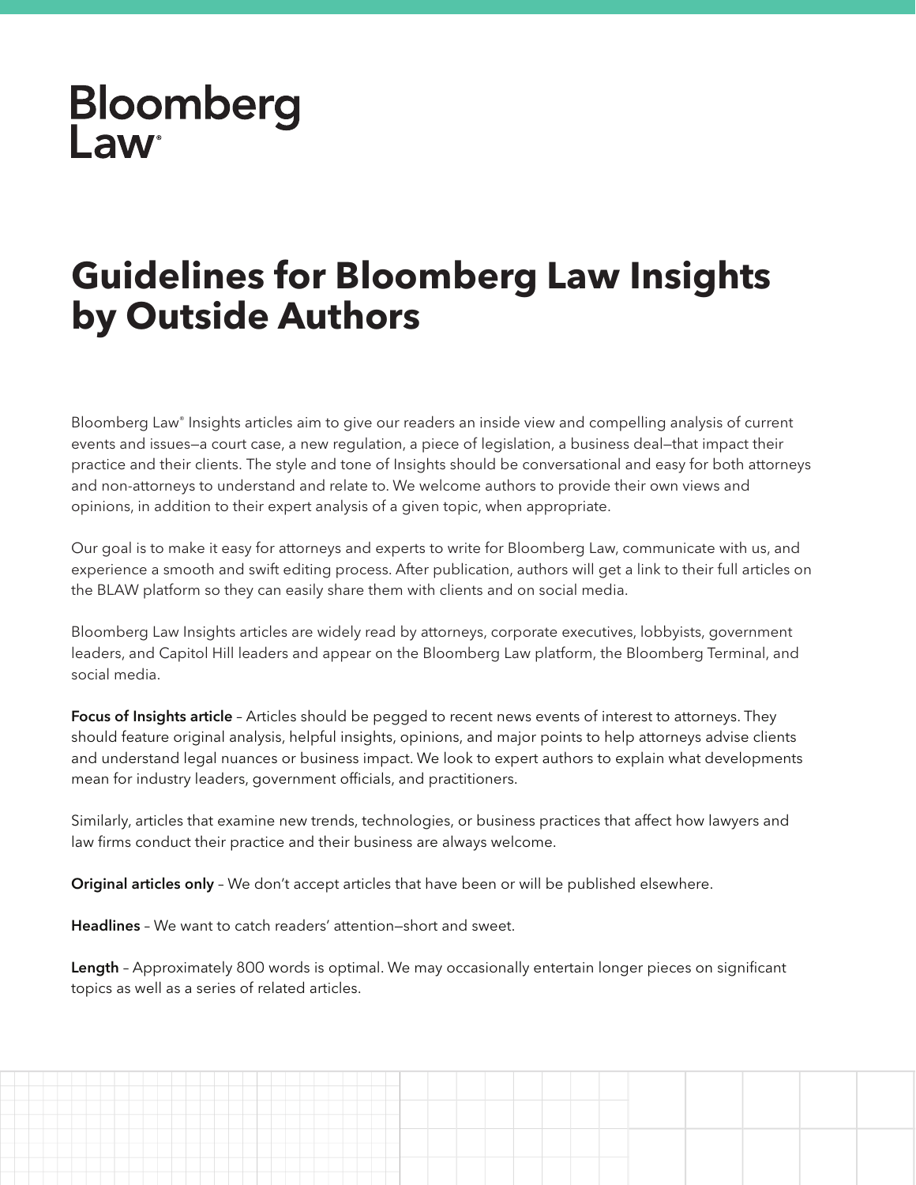Bloomberg Law®

# Guidelines for Bloomberg Law Insights by Outside Authors

Bloomberg Law® Insights articles aim to give our readers an inside view and compelling analysis of current events and issues—a court case, a new regulation, a piece of legislation, a business deal—that impact their practice and their clients. The style and tone of Insights should be conversational and easy for both attorneys and non-attorneys to understand and relate to. We welcome authors to provide their own views and opinions, in addition to their expert analysis of a given topic, when appropriate.

Our goal is to make it easy for attorneys and experts to write for Bloomberg Law, communicate with us, and experience a smooth and swift editing process. After publication, authors will get a link to their full articles on the BLAW platform so they can easily share them with clients and on social media.

Bloomberg Law Insights articles are widely read by attorneys, corporate executives, lobbyists, government leaders, and Capitol Hill leaders and appear on the Bloomberg Law platform, the Bloomberg Terminal, and social media.

**Focus of Insights article** – Articles should be pegged to recent news events of interest to attorneys. They should feature original analysis, helpful insights, opinions, and major points to help attorneys advise clients and understand legal nuances or business impact. We look to expert authors to explain what developments mean for industry leaders, government officials, and practitioners.

Similarly, articles that examine new trends, technologies, or business practices that affect how lawyers and law firms conduct their practice and their business are always welcome.

**Original articles only** – We don't accept articles that have been or will be published elsewhere.

**Headlines** – We want to catch readers' attention—short and sweet.

**Length** – Approximately 800 words is optimal. We may occasionally entertain longer pieces on significant topics as well as a series of related articles.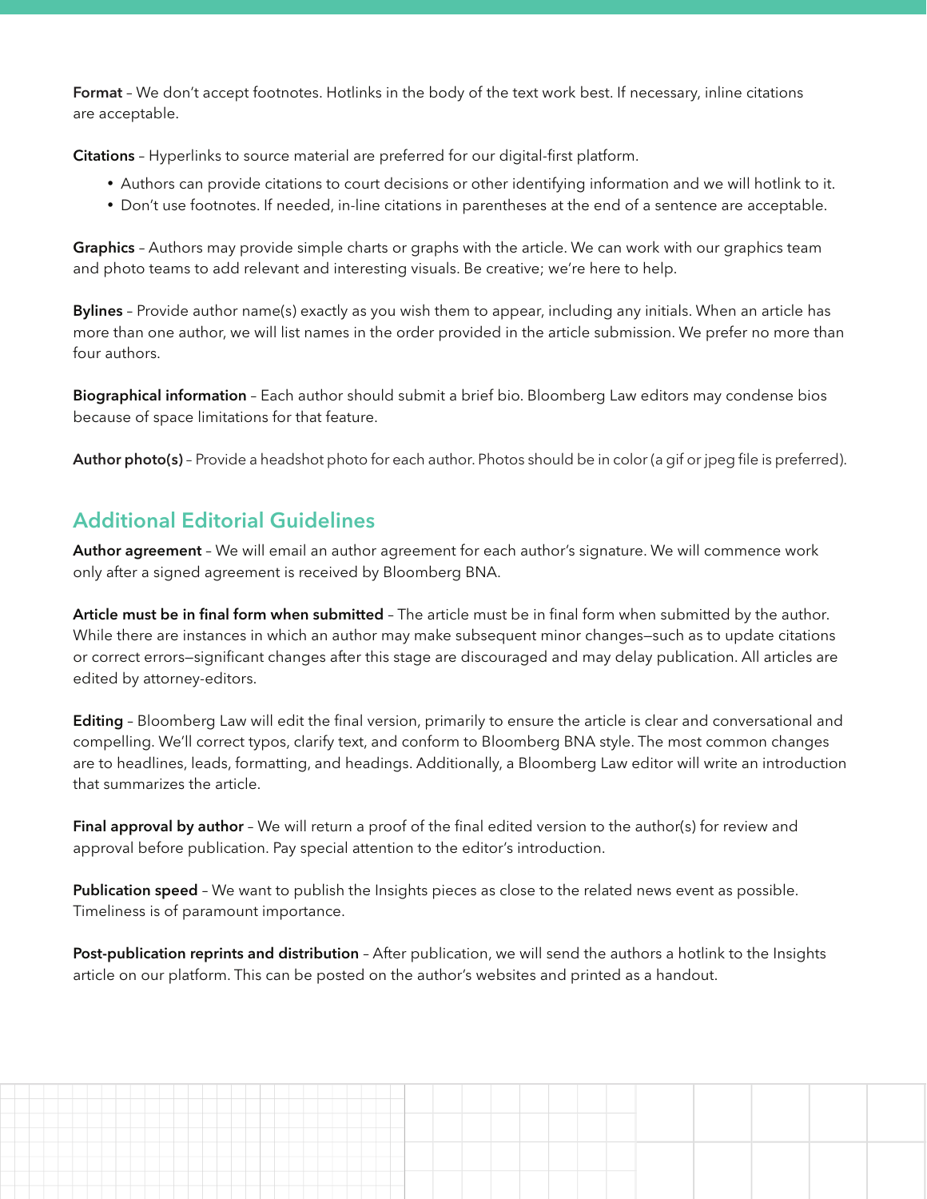**Format** – We don't accept footnotes. Hotlinks in the body of the text work best. If necessary, inline citations are acceptable.

**Citations** – Hyperlinks to source material are preferred for our digital-first platform.

- Authors can provide citations to court decisions or other identifying information and we will hotlink to it.
- Don't use footnotes. If needed, in-line citations in parentheses at the end of a sentence are acceptable.

**Graphics** – Authors may provide simple charts or graphs with the article. We can work with our graphics team and photo teams to add relevant and interesting visuals. Be creative; we're here to help.

**Bylines** – Provide author name(s) exactly as you wish them to appear, including any initials. When an article has more than one author, we will list names in the order provided in the article submission. We prefer no more than four authors.

**Biographical information** – Each author should submit a brief bio. Bloomberg Law editors may condense bios because of space limitations for that feature.

**Author photo(s)** – Provide a headshot photo for each author. Photos should be in color (a gif or jpeg file is preferred).

## Additional Editorial Guidelines

**Author agreement** – We will email an author agreement for each author's signature. We will commence work only after a signed agreement is received by Bloomberg BNA.

**Article must be in final form when submitted** – The article must be in final form when submitted by the author. While there are instances in which an author may make subsequent minor changes—such as to update citations or correct errors—significant changes after this stage are discouraged and may delay publication. All articles are edited by attorney-editors.

**Editing** – Bloomberg Law will edit the final version, primarily to ensure the article is clear and conversational and compelling. We'll correct typos, clarify text, and conform to Bloomberg BNA style. The most common changes are to headlines, leads, formatting, and headings. Additionally, a Bloomberg Law editor will write an introduction that summarizes the article.

**Final approval by author** – We will return a proof of the final edited version to the author(s) for review and approval before publication. Pay special attention to the editor's introduction.

**Publication speed** – We want to publish the Insights pieces as close to the related news event as possible. Timeliness is of paramount importance.

**Post-publication reprints and distribution** – After publication, we will send the authors a hotlink to the Insights article on our platform. This can be posted on the author's websites and printed as a handout.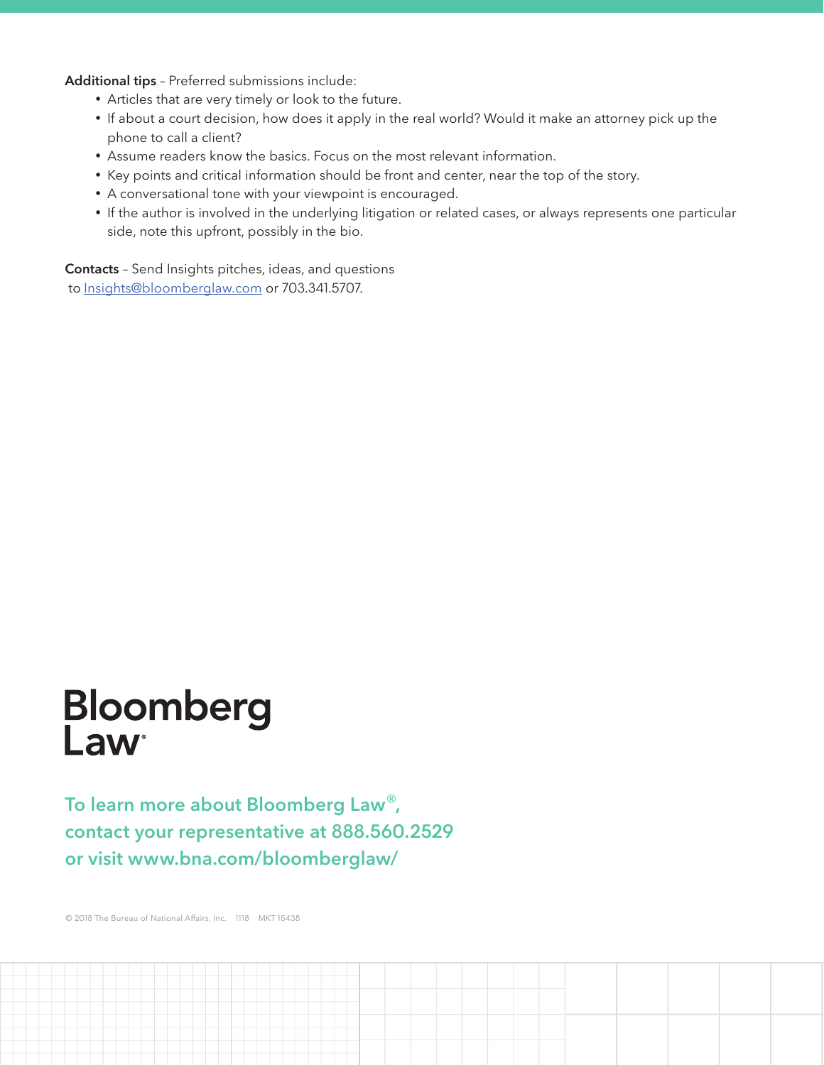**Additional tips** – Preferred submissions include:

- Articles that are very timely or look to the future.
- If about a court decision, how does it apply in the real world? Would it make an attorney pick up the phone to call a client?
- Assume readers know the basics. Focus on the most relevant information.
- Key points and critical information should be front and center, near the top of the story.
- A conversational tone with your viewpoint is encouraged.
- If the author is involved in the underlying litigation or related cases, or always represents one particular side, note this upfront, possibly in the bio.

**Contacts** – Send Insights pitches, ideas, and questions to Insights@bloomberglaw.com or 703.341.5707.

Bloomberg Law

**To learn more about Bloomberg Law®, contact your representative at 888.560.2529 or visit www.bna.com/bloomberglaw/**

© 2018 The Bureau of National Affairs, Inc. 1118 MKT 15438